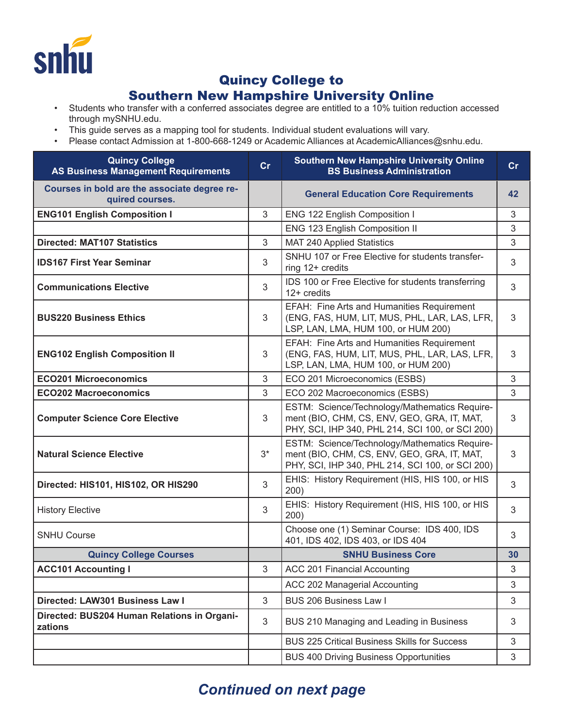snhu

# Quincy College to Southern New Hampshire University Online

- Students who transfer with a conferred associates degree are entitled to a 10% tuition reduction accessed through mySNHU.edu.
- This guide serves as a mapping tool for students. Individual student evaluations will vary.
- Please contact Admission at 1-800-668-1249 or Academic Alliances at AcademicAlliances@snhu.edu.

| Quincy College AS Business Management Requirements | Cr | Southern New Hampshire University Online BS Business Administration | Cr |
|---|---|---|---|
| Courses in bold are the associate degree required courses. | | General Education Core Requirements | 42 |
| **ENG101 English Composition I** | 3 | ENG 122 English Composition I | 3 |
| | | ENG 123 English Composition II | 3 |
| **Directed: MAT107 Statistics** | 3 | MAT 240 Applied Statistics | 3 |
| **IDS167 First Year Seminar** | 3 | SNHU 107 or Free Elective for students transferring 12+ credits | 3 |
| **Communications Elective** | 3 | IDS 100 or Free Elective for students transferring 12+ credits | 3 |
| **BUS220 Business Ethics** | 3 | EFAH: Fine Arts and Humanities Requirement (ENG, FAS, HUM, LIT, MUS, PHL, LAR, LAS, LFR, LSP, LAN, LMA, HUM 100, or HUM 200) | 3 |
| **ENG102 English Composition II** | 3 | EFAH: Fine Arts and Humanities Requirement (ENG, FAS, HUM, LIT, MUS, PHL, LAR, LAS, LFR, LSP, LAN, LMA, HUM 100, or HUM 200) | 3 |
| **ECO201 Microeconomics** | 3 | ECO 201 Microeconomics (ESBS) | 3 |
| **ECO202 Macroeconomics** | 3 | ECO 202 Macroeconomics (ESBS) | 3 |
| **Computer Science Core Elective** | 3 | ESTM: Science/Technology/Mathematics Requirement (BIO, CHM, CS, ENV, GEO, GRA, IT, MAT, PHY, SCI, IHP 340, PHL 214, SCI 100, or SCI 200) | 3 |
| **Natural Science Elective** | 3* | ESTM: Science/Technology/Mathematics Requirement (BIO, CHM, CS, ENV, GEO, GRA, IT, MAT, PHY, SCI, IHP 340, PHL 214, SCI 100, or SCI 200) | 3 |
| **Directed: HIS101, HIS102, OR HIS290** | 3 | EHIS: History Requirement (HIS, HIS 100, or HIS 200) | 3 |
| History Elective | 3 | EHIS: History Requirement (HIS, HIS 100, or HIS 200) | 3 |
| SNHU Course | | Choose one (1) Seminar Course: IDS 400, IDS 401, IDS 402, IDS 403, or IDS 404 | 3 |
| Quincy College Courses | | SNHU Business Core | 30 |
| **ACC101 Accounting I** | 3 | ACC 201 Financial Accounting | 3 |
| | | ACC 202 Managerial Accounting | 3 |
| **Directed: LAW301 Business Law I** | 3 | BUS 206 Business Law I | 3 |
| **Directed: BUS204 Human Relations in Organizations** | 3 | BUS 210 Managing and Leading in Business | 3 |
| | | BUS 225 Critical Business Skills for Success | 3 |
| | | BUS 400 Driving Business Opportunities | 3 |

*Continued on next page*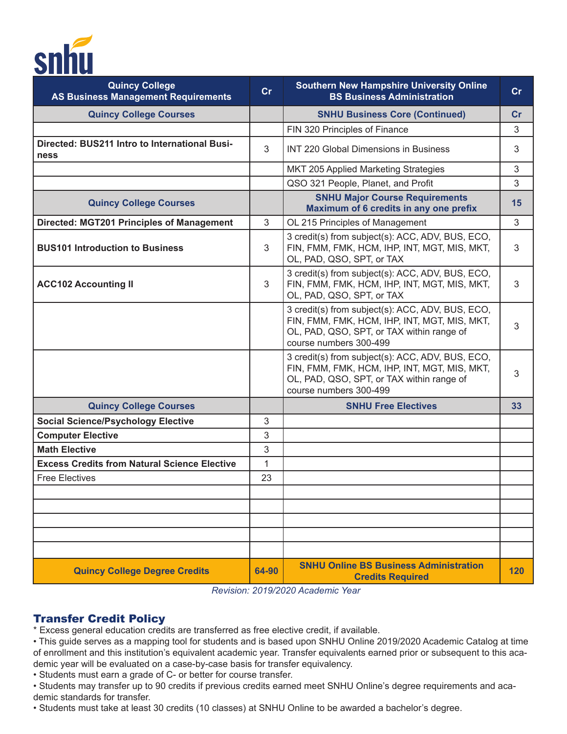snhu

| Quincy College AS Business Management Requirements | Cr | Southern New Hampshire University Online BS Business Administration | Cr |
|---|---|---|---|
| **Quincy College Courses** | | **SNHU Business Core (Continued)** | **Cr** |
| | | FIN 320 Principles of Finance | 3 |
| **Directed: BUS211 Intro to International Business** | 3 | INT 220 Global Dimensions in Business | 3 |
| | | MKT 205 Applied Marketing Strategies | 3 |
| | | QSO 321 People, Planet, and Profit | 3 |
| **Quincy College Courses** | | **SNHU Major Course Requirements Maximum of 6 credits in any one prefix** | **15** |
| **Directed: MGT201 Principles of Management** | 3 | OL 215 Principles of Management | 3 |
| **BUS101 Introduction to Business** | 3 | 3 credit(s) from subject(s): ACC, ADV, BUS, ECO, FIN, FMM, FMK, HCM, IHP, INT, MGT, MIS, MKT, OL, PAD, QSO, SPT, or TAX | 3 |
| **ACC102 Accounting II** | 3 | 3 credit(s) from subject(s): ACC, ADV, BUS, ECO, FIN, FMM, FMK, HCM, IHP, INT, MGT, MIS, MKT, OL, PAD, QSO, SPT, or TAX | 3 |
| | | 3 credit(s) from subject(s): ACC, ADV, BUS, ECO, FIN, FMM, FMK, HCM, IHP, INT, MGT, MIS, MKT, OL, PAD, QSO, SPT, or TAX within range of course numbers 300-499 | 3 |
| | | 3 credit(s) from subject(s): ACC, ADV, BUS, ECO, FIN, FMM, FMK, HCM, IHP, INT, MGT, MIS, MKT, OL, PAD, QSO, SPT, or TAX within range of course numbers 300-499 | 3 |
| **Quincy College Courses** | | **SNHU Free Electives** | **33** |
| **Social Science/Psychology Elective** | 3 | | |
| **Computer Elective** | 3 | | |
| **Math Elective** | 3 | | |
| **Excess Credits from Natural Science Elective** | 1 | | |
| Free Electives | 23 | | |
| | | | |
| | | | |
| | | | |
| | | | |
| | | | |
| **Quincy College Degree Credits** | **64-90** | **SNHU Online BS Business Administration Credits Required** | **120** |

*Revision: 2019/2020 Academic Year*

## Transfer Credit Policy

* Excess general education credits are transferred as free elective credit, if available.
- This guide serves as a mapping tool for students and is based upon SNHU Online 2019/2020 Academic Catalog at time of enrollment and this institution's equivalent academic year. Transfer equivalents earned prior or subsequent to this academic year will be evaluated on a case-by-case basis for transfer equivalency.
- Students must earn a grade of C- or better for course transfer.
- Students may transfer up to 90 credits if previous credits earned meet SNHU Online's degree requirements and academic standards for transfer.
- Students must take at least 30 credits (10 classes) at SNHU Online to be awarded a bachelor's degree.